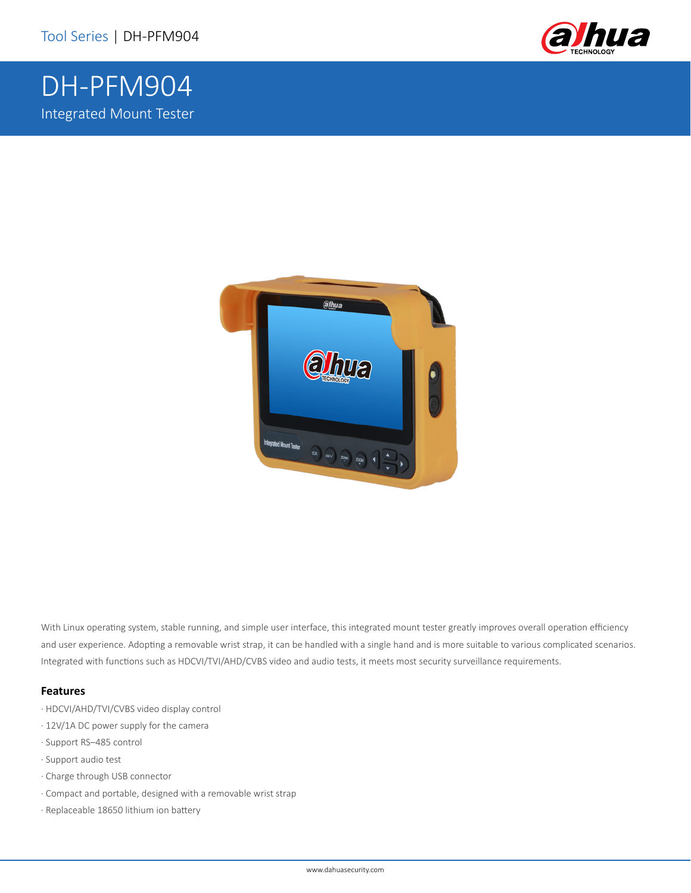# DH-PFM904

Integrated Mount Tester

With Linux operating system, stable running, and simple user interface, this integrated mount tester greatly improves overall operation efficiency and user experience. Adopting a removable wrist strap, it can be handled with a single hand and is more suitable to various complicated scenarios. Integrated with functions such as HDCVI/TVI/AHD/CVBS video and audio tests, it meets most security surveillance requirements.

### Features

- HDCVI/AHD/TVI/CVBS video display control
- 12V/1A DC power supply for the camera
- Support RS–485 control
- Support audio test
- Charge through USB connector
- Compact and portable, designed with a removable wrist strap
- Replaceable 18650 lithium ion battery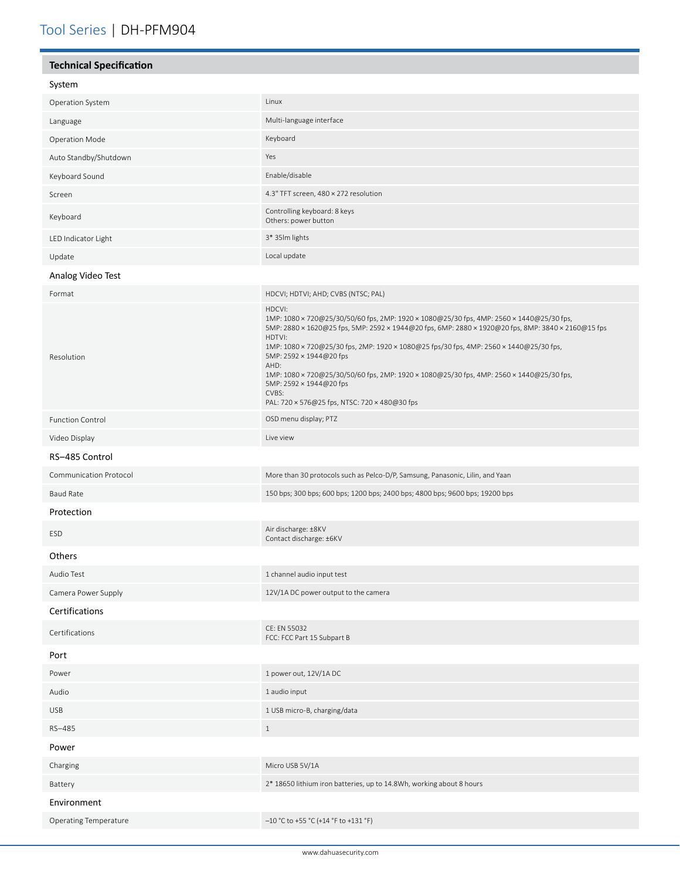## Technical Specification

| System | |
|---|---|
| Operation System | Linux |
| Language | Multi-language interface |
| Operation Mode | Keyboard |
| Auto Standby/Shutdown | Yes |
| Keyboard Sound | Enable/disable |
| Screen | 4.3" TFT screen, 480 × 272 resolution |
| Keyboard | Controlling keyboard: 8 keys<br>Others: power button |
| LED Indicator Light | 3* 35lm lights |
| Update | Local update |
| **Analog Video Test** | |
| Format | HDCVI; HDTVI; AHD; CVBS (NTSC; PAL) |
| Resolution | HDCVI:<br>1MP: 1080 × 720@25/30/50/60 fps, 2MP: 1920 × 1080@25/30 fps, 4MP: 2560 × 1440@25/30 fps,<br>5MP: 2880 × 1620@25 fps, 5MP: 2592 × 1944@20 fps, 6MP: 2880 × 1920@20 fps, 8MP: 3840 × 2160@15 fps<br>HDTVI:<br>1MP: 1080 × 720@25/30 fps, 2MP: 1920 × 1080@25 fps/30 fps, 4MP: 2560 × 1440@25/30 fps,<br>5MP: 2592 × 1944@20 fps<br>AHD:<br>1MP: 1080 × 720@25/30/50/60 fps, 2MP: 1920 × 1080@25/30 fps, 4MP: 2560 × 1440@25/30 fps,<br>5MP: 2592 × 1944@20 fps<br>CVBS:<br>PAL: 720 × 576@25 fps, NTSC: 720 × 480@30 fps |
| Function Control | OSD menu display; PTZ |
| Video Display | Live view |
| **RS–485 Control** | |
| Communication Protocol | More than 30 protocols such as Pelco-D/P, Samsung, Panasonic, Lilin, and Yaan |
| Baud Rate | 150 bps; 300 bps; 600 bps; 1200 bps; 2400 bps; 4800 bps; 9600 bps; 19200 bps |
| **Protection** | |
| ESD | Air discharge: ±8KV<br>Contact discharge: ±6KV |
| **Others** | |
| Audio Test | 1 channel audio input test |
| Camera Power Supply | 12V/1A DC power output to the camera |
| **Certifications** | |
| Certifications | CE: EN 55032<br>FCC: FCC Part 15 Subpart B |
| **Port** | |
| Power | 1 power out, 12V/1A DC |
| Audio | 1 audio input |
| USB | 1 USB micro-B, charging/data |
| RS–485 | 1 |
| **Power** | |
| Charging | Micro USB 5V/1A |
| Battery | 2* 18650 lithium iron batteries, up to 14.8Wh, working about 8 hours |
| **Environment** | |
| Operating Temperature | –10 °C to +55 °C (+14 °F to +131 °F) |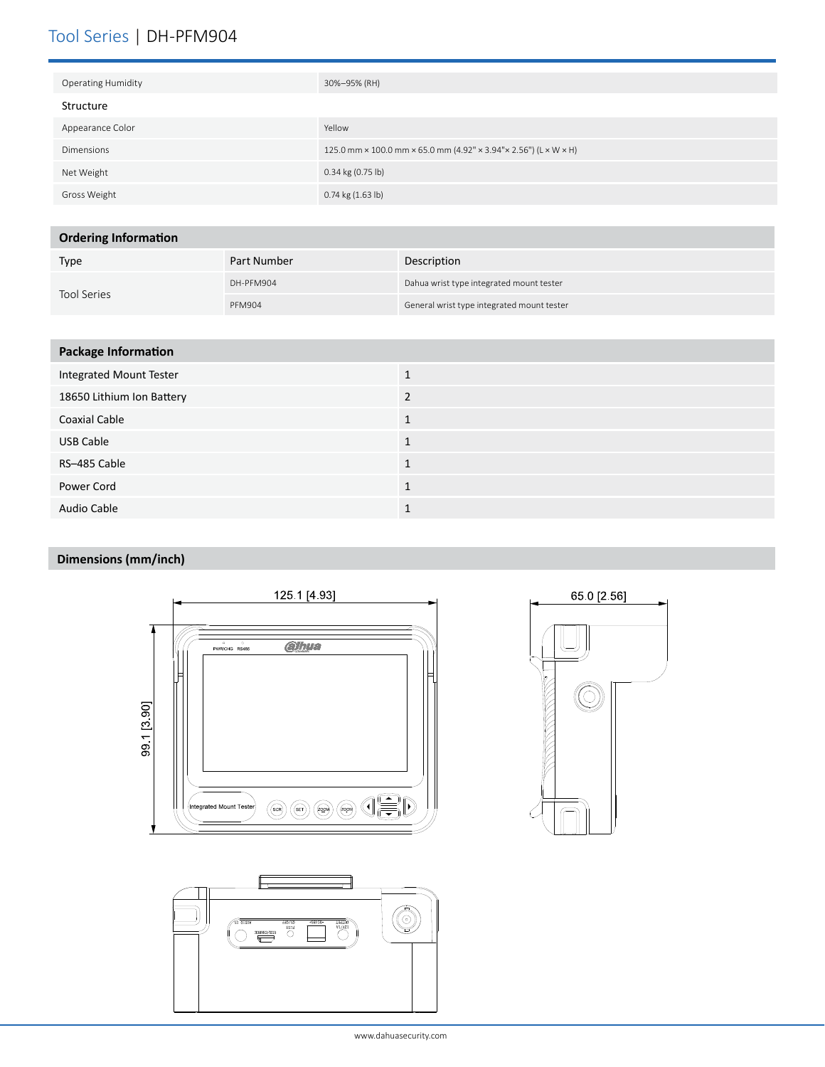| | |
|---|---|
| Operating Humidity | 30%–95% (RH) |
| **Structure** | |
| Appearance Color | Yellow |
| Dimensions | 125.0 mm × 100.0 mm × 65.0 mm (4.92" × 3.94"× 2.56") (L × W × H) |
| Net Weight | 0.34 kg (0.75 lb) |
| Gross Weight | 0.74 kg (1.63 lb) |

## Ordering Information

| Type | Part Number | Description |
|---|---|---|
| Tool Series | DH-PFM904 | Dahua wrist type integrated mount tester |
| | PFM904 | General wrist type integrated mount tester |

## Package Information

| | |
|---|---|
| Integrated Mount Tester | 1 |
| 18650 Lithium Ion Battery | 2 |
| Coaxial Cable | 1 |
| USB Cable | 1 |
| RS–485 Cable | 1 |
| Power Cord | 1 |
| Audio Cable | 1 |

## Dimensions (mm/inch)

125.1 [4.93]

99.1 [3.90]

65.0 [2.56]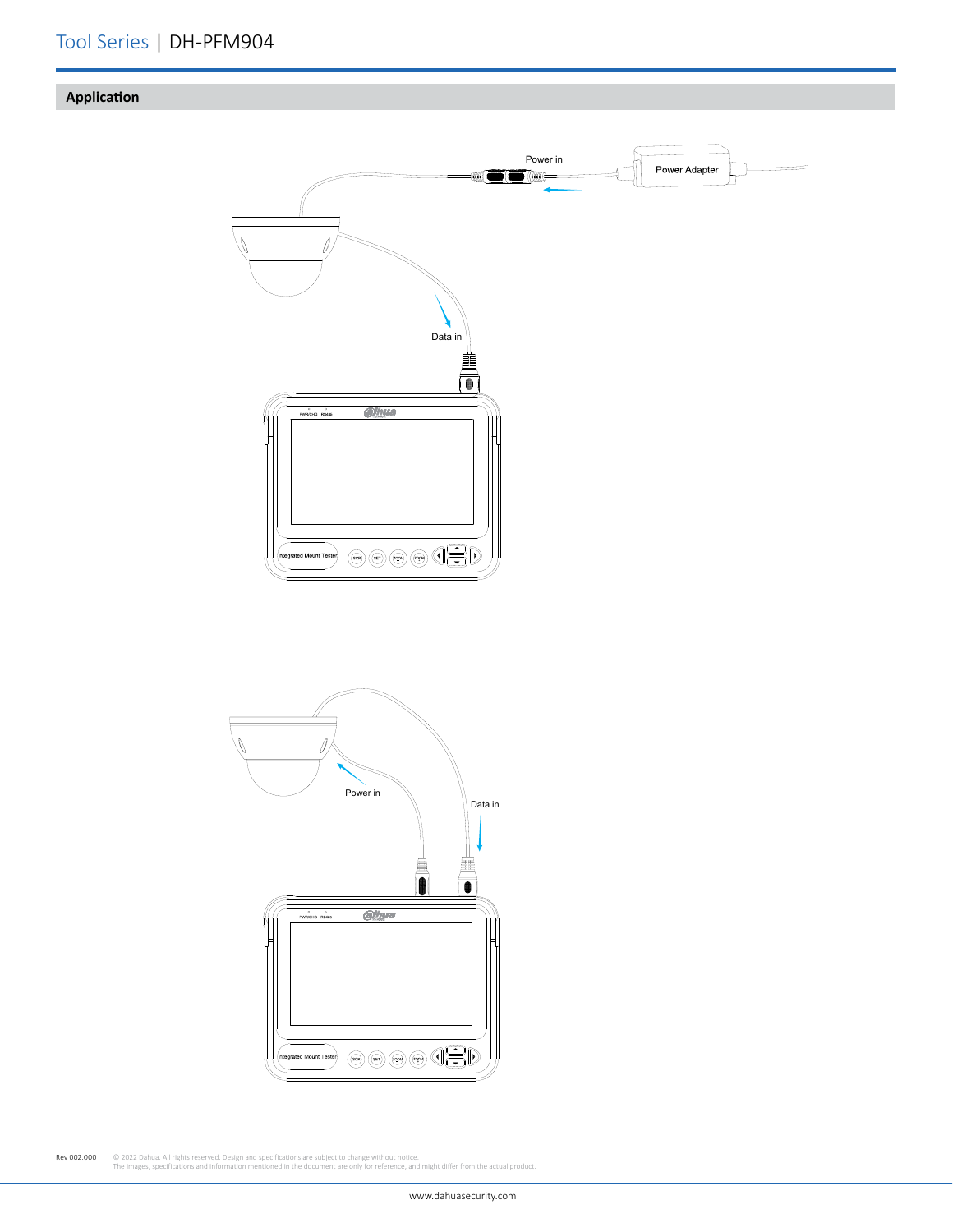## Application

Power in

Power Adapter

Data in

Integrated Mount Tester

Power in

Data in

Integrated Mount Tester

Rev 002.000

© 2022 Dahua. All rights reserved. Design and specifications are subject to change without notice.
The images, specifications and information mentioned in the document are only for reference, and might differ from the actual product.

www.dahuasecurity.com